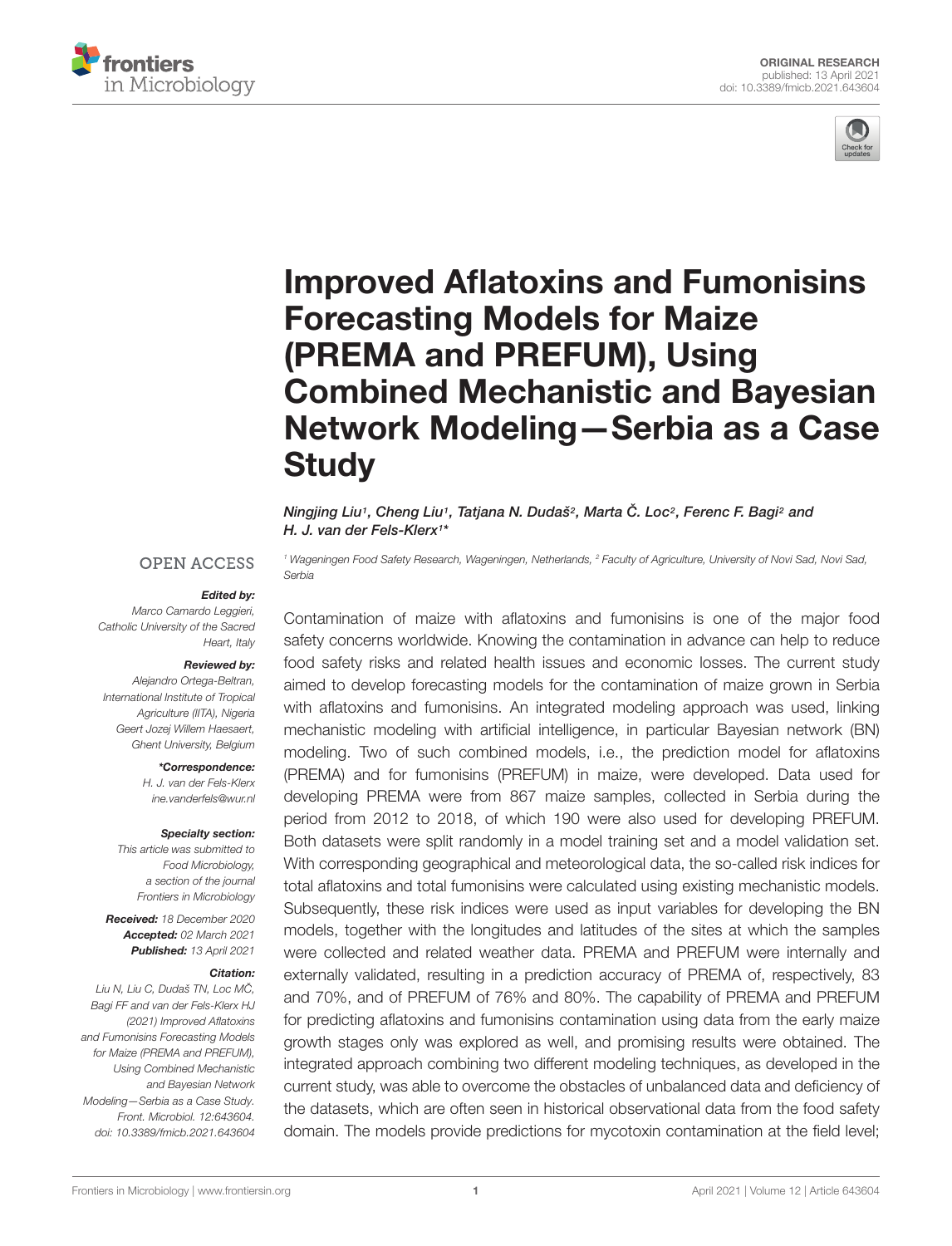ORIGINAL RESEARCH
published: 13 April 2021
doi: 10.3389/fmicb.2021.643604

# Improved Aflatoxins and Fumonisins Forecasting Models for Maize (PREMA and PREFUM), Using Combined Mechanistic and Bayesian Network Modeling—Serbia as a Case Study

*Ningjing Liu[1], Cheng Liu[1], Tatjana N. Dudaš[2], Marta Č. Loc[2], Ferenc F. Bagi[2] and H. J. van der Fels-Klerx[1]\**

[1] Wageningen Food Safety Research, Wageningen, Netherlands, [2] Faculty of Agriculture, University of Novi Sad, Novi Sad, Serbia

OPEN ACCESS

**Edited by:**
Marco Camardo Leggieri,
Catholic University of the Sacred Heart, Italy

**Reviewed by:**
Alejandro Ortega-Beltran,
International Institute of Tropical Agriculture (IITA), Nigeria
Geert Jozej Willem Haesaert,
Ghent University, Belgium

**\*Correspondence:**
H. J. van der Fels-Klerx
ine.vanderfels@wur.nl

**Specialty section:**
This article was submitted to Food Microbiology, a section of the journal Frontiers in Microbiology

**Received:** 18 December 2020
**Accepted:** 02 March 2021
**Published:** 13 April 2021

**Citation:**
Liu N, Liu C, Dudaš TN, Loc MČ, Bagi FF and van der Fels-Klerx HJ (2021) Improved Aflatoxins and Fumonisins Forecasting Models for Maize (PREMA and PREFUM), Using Combined Mechanistic and Bayesian Network Modeling—Serbia as a Case Study. Front. Microbiol. 12:643604. doi: 10.3389/fmicb.2021.643604

Contamination of maize with aflatoxins and fumonisins is one of the major food safety concerns worldwide. Knowing the contamination in advance can help to reduce food safety risks and related health issues and economic losses. The current study aimed to develop forecasting models for the contamination of maize grown in Serbia with aflatoxins and fumonisins. An integrated modeling approach was used, linking mechanistic modeling with artificial intelligence, in particular Bayesian network (BN) modeling. Two of such combined models, i.e., the prediction model for aflatoxins (PREMA) and for fumonisins (PREFUM) in maize, were developed. Data used for developing PREMA were from 867 maize samples, collected in Serbia during the period from 2012 to 2018, of which 190 were also used for developing PREFUM. Both datasets were split randomly in a model training set and a model validation set. With corresponding geographical and meteorological data, the so-called risk indices for total aflatoxins and total fumonisins were calculated using existing mechanistic models. Subsequently, these risk indices were used as input variables for developing the BN models, together with the longitudes and latitudes of the sites at which the samples were collected and related weather data. PREMA and PREFUM were internally and externally validated, resulting in a prediction accuracy of PREMA of, respectively, 83 and 70%, and of PREFUM of 76% and 80%. The capability of PREMA and PREFUM for predicting aflatoxins and fumonisins contamination using data from the early maize growth stages only was explored as well, and promising results were obtained. The integrated approach combining two different modeling techniques, as developed in the current study, was able to overcome the obstacles of unbalanced data and deficiency of the datasets, which are often seen in historical observational data from the food safety domain. The models provide predictions for mycotoxin contamination at the field level;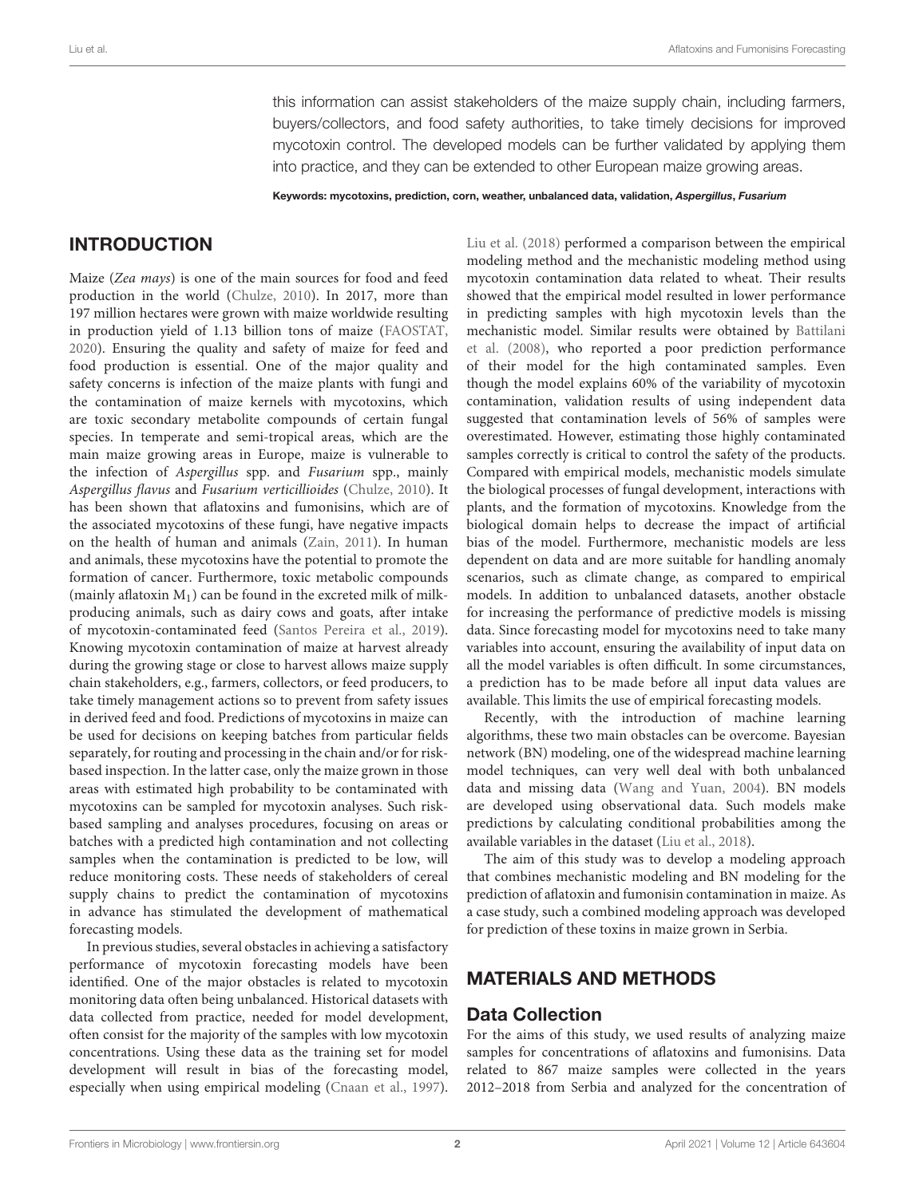this information can assist stakeholders of the maize supply chain, including farmers, buyers/collectors, and food safety authorities, to take timely decisions for improved mycotoxin control. The developed models can be further validated by applying them into practice, and they can be extended to other European maize growing areas.

**Keywords: mycotoxins, prediction, corn, weather, unbalanced data, validation, *Aspergillus*, *Fusarium***

## INTRODUCTION

Maize (*Zea mays*) is one of the main sources for food and feed production in the world (Chulze, 2010). In 2017, more than 197 million hectares were grown with maize worldwide resulting in production yield of 1.13 billion tons of maize (FAOSTAT, 2020). Ensuring the quality and safety of maize for feed and food production is essential. One of the major quality and safety concerns is infection of the maize plants with fungi and the contamination of maize kernels with mycotoxins, which are toxic secondary metabolite compounds of certain fungal species. In temperate and semi-tropical areas, which are the main maize growing areas in Europe, maize is vulnerable to the infection of *Aspergillus* spp. and *Fusarium* spp., mainly *Aspergillus flavus* and *Fusarium verticillioides* (Chulze, 2010). It has been shown that aflatoxins and fumonisins, which are of the associated mycotoxins of these fungi, have negative impacts on the health of human and animals (Zain, 2011). In human and animals, these mycotoxins have the potential to promote the formation of cancer. Furthermore, toxic metabolic compounds (mainly aflatoxin $M_1$) can be found in the excreted milk of milk-producing animals, such as dairy cows and goats, after intake of mycotoxin-contaminated feed (Santos Pereira et al., 2019). Knowing mycotoxin contamination of maize at harvest already during the growing stage or close to harvest allows maize supply chain stakeholders, e.g., farmers, collectors, or feed producers, to take timely management actions so to prevent from safety issues in derived feed and food. Predictions of mycotoxins in maize can be used for decisions on keeping batches from particular fields separately, for routing and processing in the chain and/or for risk-based inspection. In the latter case, only the maize grown in those areas with estimated high probability to be contaminated with mycotoxins can be sampled for mycotoxin analyses. Such risk-based sampling and analyses procedures, focusing on areas or batches with a predicted high contamination and not collecting samples when the contamination is predicted to be low, will reduce monitoring costs. These needs of stakeholders of cereal supply chains to predict the contamination of mycotoxins in advance has stimulated the development of mathematical forecasting models.

In previous studies, several obstacles in achieving a satisfactory performance of mycotoxin forecasting models have been identified. One of the major obstacles is related to mycotoxin monitoring data often being unbalanced. Historical datasets with data collected from practice, needed for model development, often consist for the majority of the samples with low mycotoxin concentrations. Using these data as the training set for model development will result in bias of the forecasting model, especially when using empirical modeling (Cnaan et al., 1997). Liu et al. (2018) performed a comparison between the empirical modeling method and the mechanistic modeling method using mycotoxin contamination data related to wheat. Their results showed that the empirical model resulted in lower performance in predicting samples with high mycotoxin levels than the mechanistic model. Similar results were obtained by Battilani et al. (2008), who reported a poor prediction performance of their model for the high contaminated samples. Even though the model explains 60% of the variability of mycotoxin contamination, validation results of using independent data suggested that contamination levels of 56% of samples were overestimated. However, estimating those highly contaminated samples correctly is critical to control the safety of the products. Compared with empirical models, mechanistic models simulate the biological processes of fungal development, interactions with plants, and the formation of mycotoxins. Knowledge from the biological domain helps to decrease the impact of artificial bias of the model. Furthermore, mechanistic models are less dependent on data and are more suitable for handling anomaly scenarios, such as climate change, as compared to empirical models. In addition to unbalanced datasets, another obstacle for increasing the performance of predictive models is missing data. Since forecasting model for mycotoxins need to take many variables into account, ensuring the availability of input data on all the model variables is often difficult. In some circumstances, a prediction has to be made before all input data values are available. This limits the use of empirical forecasting models.

Recently, with the introduction of machine learning algorithms, these two main obstacles can be overcome. Bayesian network (BN) modeling, one of the widespread machine learning model techniques, can very well deal with both unbalanced data and missing data (Wang and Yuan, 2004). BN models are developed using observational data. Such models make predictions by calculating conditional probabilities among the available variables in the dataset (Liu et al., 2018).

The aim of this study was to develop a modeling approach that combines mechanistic modeling and BN modeling for the prediction of aflatoxin and fumonisin contamination in maize. As a case study, such a combined modeling approach was developed for prediction of these toxins in maize grown in Serbia.

## MATERIALS AND METHODS

### Data Collection

For the aims of this study, we used results of analyzing maize samples for concentrations of aflatoxins and fumonisins. Data related to 867 maize samples were collected in the years 2012–2018 from Serbia and analyzed for the concentration of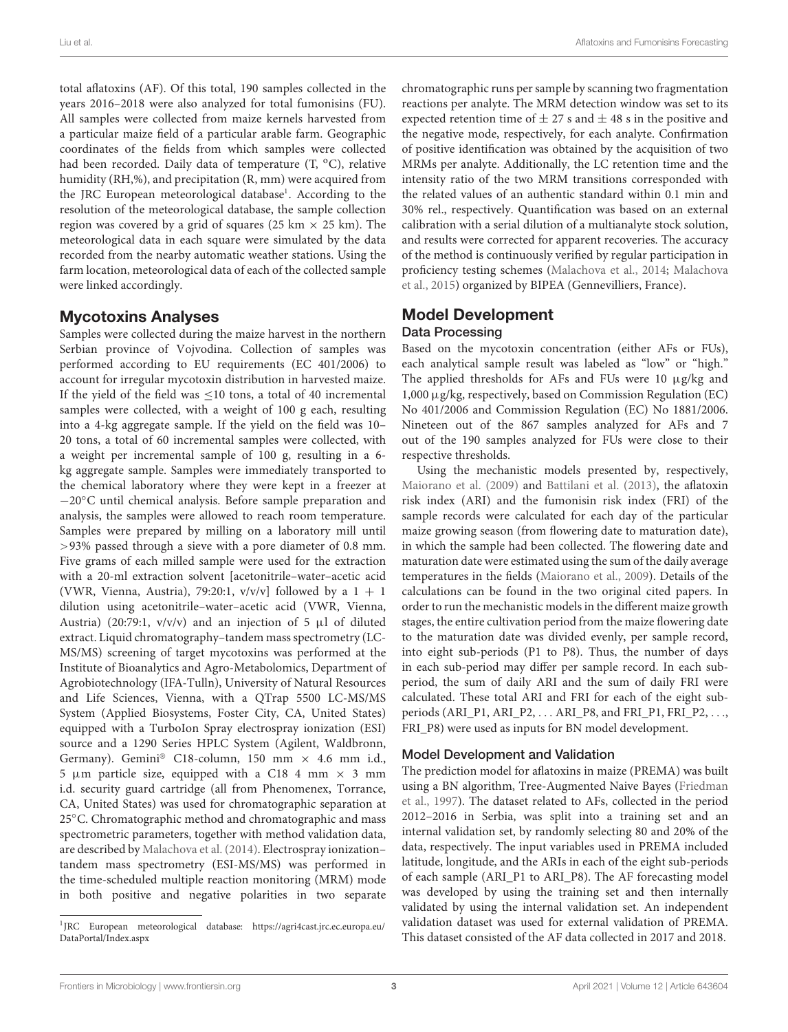total aflatoxins (AF). Of this total, 190 samples collected in the years 2016–2018 were also analyzed for total fumonisins (FU). All samples were collected from maize kernels harvested from a particular maize field of a particular arable farm. Geographic coordinates of the fields from which samples were collected had been recorded. Daily data of temperature (T, °C), relative humidity (RH,%), and precipitation (R, mm) were acquired from the JRC European meteorological database[1]. According to the resolution of the meteorological database, the sample collection region was covered by a grid of squares (25 km × 25 km). The meteorological data in each square were simulated by the data recorded from the nearby automatic weather stations. Using the farm location, meteorological data of each of the collected sample were linked accordingly.

## Mycotoxins Analyses

Samples were collected during the maize harvest in the northern Serbian province of Vojvodina. Collection of samples was performed according to EU requirements (EC 401/2006) to account for irregular mycotoxin distribution in harvested maize. If the yield of the field was ≤10 tons, a total of 40 incremental samples were collected, with a weight of 100 g each, resulting into a 4-kg aggregate sample. If the yield on the field was 10–20 tons, a total of 60 incremental samples were collected, with a weight per incremental sample of 100 g, resulting in a 6-kg aggregate sample. Samples were immediately transported to the chemical laboratory where they were kept in a freezer at −20°C until chemical analysis. Before sample preparation and analysis, the samples were allowed to reach room temperature. Samples were prepared by milling on a laboratory mill until >93% passed through a sieve with a pore diameter of 0.8 mm. Five grams of each milled sample were used for the extraction with a 20-ml extraction solvent [acetonitrile–water–acetic acid (VWR, Vienna, Austria), 79:20:1, v/v/v] followed by a 1 + 1 dilution using acetonitrile–water–acetic acid (VWR, Vienna, Austria) (20:79:1, v/v/v) and an injection of 5 μl of diluted extract. Liquid chromatography–tandem mass spectrometry (LC-MS/MS) screening of target mycotoxins was performed at the Institute of Bioanalytics and Agro-Metabolomics, Department of Agrobiotechnology (IFA-Tulln), University of Natural Resources and Life Sciences, Vienna, with a QTrap 5500 LC-MS/MS System (Applied Biosystems, Foster City, CA, United States) equipped with a TurboIon Spray electrospray ionization (ESI) source and a 1290 Series HPLC System (Agilent, Waldbronn, Germany). Gemini® C18-column, 150 mm × 4.6 mm i.d., 5 μm particle size, equipped with a C18 4 mm × 3 mm i.d. security guard cartridge (all from Phenomenex, Torrance, CA, United States) was used for chromatographic separation at 25°C. Chromatographic method and chromatographic and mass spectrometric parameters, together with method validation data, are described by Malachova et al. (2014). Electrospray ionization–tandem mass spectrometry (ESI-MS/MS) was performed in the time-scheduled multiple reaction monitoring (MRM) mode in both positive and negative polarities in two separate chromatographic runs per sample by scanning two fragmentation reactions per analyte. The MRM detection window was set to its expected retention time of ± 27 s and ± 48 s in the positive and the negative mode, respectively, for each analyte. Confirmation of positive identification was obtained by the acquisition of two MRMs per analyte. Additionally, the LC retention time and the intensity ratio of the two MRM transitions corresponded with the related values of an authentic standard within 0.1 min and 30% rel., respectively. Quantification was based on an external calibration with a serial dilution of a multianalyte stock solution, and results were corrected for apparent recoveries. The accuracy of the method is continuously verified by regular participation in proficiency testing schemes (Malachova et al., 2014; Malachova et al., 2015) organized by BIPEA (Gennevilliers, France).

[1]JRC European meteorological database: https://agri4cast.jrc.ec.europa.eu/DataPortal/Index.aspx

## Model Development

### Data Processing

Based on the mycotoxin concentration (either AFs or FUs), each analytical sample result was labeled as "low" or "high." The applied thresholds for AFs and FUs were 10 μg/kg and 1,000 μg/kg, respectively, based on Commission Regulation (EC) No 401/2006 and Commission Regulation (EC) No 1881/2006. Nineteen out of the 867 samples analyzed for AFs and 7 out of the 190 samples analyzed for FUs were close to their respective thresholds.

Using the mechanistic models presented by, respectively, Maiorano et al. (2009) and Battilani et al. (2013), the aflatoxin risk index (ARI) and the fumonisin risk index (FRI) of the sample records were calculated for each day of the particular maize growing season (from flowering date to maturation date), in which the sample had been collected. The flowering date and maturation date were estimated using the sum of the daily average temperatures in the fields (Maiorano et al., 2009). Details of the calculations can be found in the two original cited papers. In order to run the mechanistic models in the different maize growth stages, the entire cultivation period from the maize flowering date to the maturation date was divided evenly, per sample record, into eight sub-periods (P1 to P8). Thus, the number of days in each sub-period may differ per sample record. In each sub-period, the sum of daily ARI and the sum of daily FRI were calculated. These total ARI and FRI for each of the eight sub-periods (ARI_P1, ARI_P2, . . . ARI_P8, and FRI_P1, FRI_P2, . . ., FRI_P8) were used as inputs for BN model development.

### Model Development and Validation

The prediction model for aflatoxins in maize (PREMA) was built using a BN algorithm, Tree-Augmented Naive Bayes (Friedman et al., 1997). The dataset related to AFs, collected in the period 2012–2016 in Serbia, was split into a training set and an internal validation set, by randomly selecting 80 and 20% of the data, respectively. The input variables used in PREMA included latitude, longitude, and the ARIs in each of the eight sub-periods of each sample (ARI_P1 to ARI_P8). The AF forecasting model was developed by using the training set and then internally validated by using the internal validation set. An independent validation dataset was used for external validation of PREMA. This dataset consisted of the AF data collected in 2017 and 2018.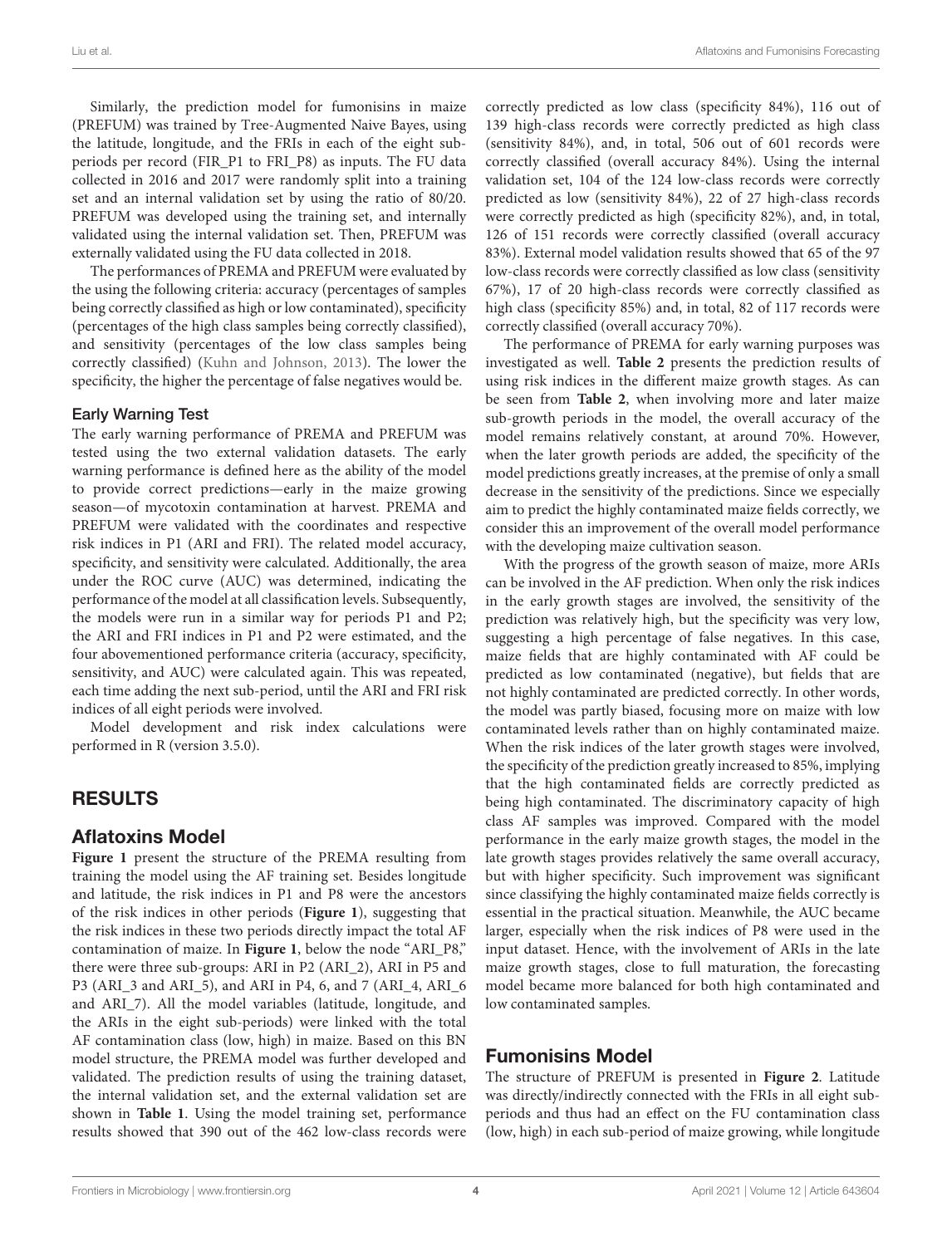Similarly, the prediction model for fumonisins in maize (PREFUM) was trained by Tree-Augmented Naive Bayes, using the latitude, longitude, and the FRIs in each of the eight sub-periods per record (FIR_P1 to FRI_P8) as inputs. The FU data collected in 2016 and 2017 were randomly split into a training set and an internal validation set by using the ratio of 80/20. PREFUM was developed using the training set, and internally validated using the internal validation set. Then, PREFUM was externally validated using the FU data collected in 2018.

The performances of PREMA and PREFUM were evaluated by the using the following criteria: accuracy (percentages of samples being correctly classified as high or low contaminated), specificity (percentages of the high class samples being correctly classified), and sensitivity (percentages of the low class samples being correctly classified) (Kuhn and Johnson, 2013). The lower the specificity, the higher the percentage of false negatives would be.

### Early Warning Test

The early warning performance of PREMA and PREFUM was tested using the two external validation datasets. The early warning performance is defined here as the ability of the model to provide correct predictions—early in the maize growing season—of mycotoxin contamination at harvest. PREMA and PREFUM were validated with the coordinates and respective risk indices in P1 (ARI and FRI). The related model accuracy, specificity, and sensitivity were calculated. Additionally, the area under the ROC curve (AUC) was determined, indicating the performance of the model at all classification levels. Subsequently, the models were run in a similar way for periods P1 and P2; the ARI and FRI indices in P1 and P2 were estimated, and the four abovementioned performance criteria (accuracy, specificity, sensitivity, and AUC) were calculated again. This was repeated, each time adding the next sub-period, until the ARI and FRI risk indices of all eight periods were involved.

Model development and risk index calculations were performed in R (version 3.5.0).

## RESULTS

## Aflatoxins Model

**Figure 1** present the structure of the PREMA resulting from training the model using the AF training set. Besides longitude and latitude, the risk indices in P1 and P8 were the ancestors of the risk indices in other periods (**Figure 1**), suggesting that the risk indices in these two periods directly impact the total AF contamination of maize. In **Figure 1**, below the node "ARI_P8," there were three sub-groups: ARI in P2 (ARI_2), ARI in P5 and P3 (ARI_3 and ARI_5), and ARI in P4, 6, and 7 (ARI_4, ARI_6 and ARI_7). All the model variables (latitude, longitude, and the ARIs in the eight sub-periods) were linked with the total AF contamination class (low, high) in maize. Based on this BN model structure, the PREMA model was further developed and validated. The prediction results of using the training dataset, the internal validation set, and the external validation set are shown in **Table 1**. Using the model training set, performance results showed that 390 out of the 462 low-class records were correctly predicted as low class (specificity 84%), 116 out of 139 high-class records were correctly predicted as high class (sensitivity 84%), and, in total, 506 out of 601 records were correctly classified (overall accuracy 84%). Using the internal validation set, 104 of the 124 low-class records were correctly predicted as low (sensitivity 84%), 22 of 27 high-class records were correctly predicted as high (specificity 82%), and, in total, 126 of 151 records were correctly classified (overall accuracy 83%). External model validation results showed that 65 of the 97 low-class records were correctly classified as low class (sensitivity 67%), 17 of 20 high-class records were correctly classified as high class (specificity 85%) and, in total, 82 of 117 records were correctly classified (overall accuracy 70%).

The performance of PREMA for early warning purposes was investigated as well. **Table 2** presents the prediction results of using risk indices in the different maize growth stages. As can be seen from **Table 2**, when involving more and later maize sub-growth periods in the model, the overall accuracy of the model remains relatively constant, at around 70%. However, when the later growth periods are added, the specificity of the model predictions greatly increases, at the premise of only a small decrease in the sensitivity of the predictions. Since we especially aim to predict the highly contaminated maize fields correctly, we consider this an improvement of the overall model performance with the developing maize cultivation season.

With the progress of the growth season of maize, more ARIs can be involved in the AF prediction. When only the risk indices in the early growth stages are involved, the sensitivity of the prediction was relatively high, but the specificity was very low, suggesting a high percentage of false negatives. In this case, maize fields that are highly contaminated with AF could be predicted as low contaminated (negative), but fields that are not highly contaminated are predicted correctly. In other words, the model was partly biased, focusing more on maize with low contaminated levels rather than on highly contaminated maize. When the risk indices of the later growth stages were involved, the specificity of the prediction greatly increased to 85%, implying that the high contaminated fields are correctly predicted as being high contaminated. The discriminatory capacity of high class AF samples was improved. Compared with the model performance in the early maize growth stages, the model in the late growth stages provides relatively the same overall accuracy, but with higher specificity. Such improvement was significant since classifying the highly contaminated maize fields correctly is essential in the practical situation. Meanwhile, the AUC became larger, especially when the risk indices of P8 were used in the input dataset. Hence, with the involvement of ARIs in the late maize growth stages, close to full maturation, the forecasting model became more balanced for both high contaminated and low contaminated samples.

## Fumonisins Model

The structure of PREFUM is presented in **Figure 2**. Latitude was directly/indirectly connected with the FRIs in all eight sub-periods and thus had an effect on the FU contamination class (low, high) in each sub-period of maize growing, while longitude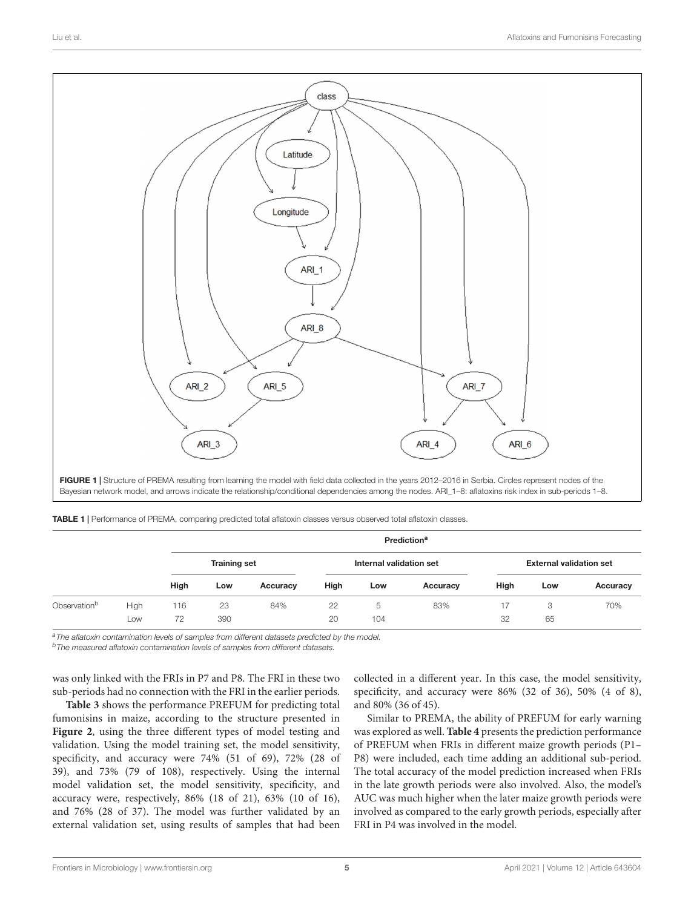FIGURE 1 | Structure of PREMA resulting from learning the model with field data collected in the years 2012–2016 in Serbia. Circles represent nodes of the Bayesian network model, and arrows indicate the relationship/conditional dependencies among the nodes. ARI_1–8: aflatoxins risk index in sub-periods 1–8.

TABLE 1 | Performance of PREMA, comparing predicted total aflatoxin classes versus observed total aflatoxin classes.

| | | Prediction[a] | | | | | | | | |
|---|---|---|---|---|---|---|---|---|---|---|
| | | Training set | | | Internal validation set | | | External validation set | | |
| | | High | Low | Accuracy | High | Low | Accuracy | High | Low | Accuracy |
| Observation[b] | High | 116 | 23 | 84% | 22 | 5 | 83% | 17 | 3 | 70% |
| | Low | 72 | 390 | | 20 | 104 | | 32 | 65 | |

[a]The aflatoxin contamination levels of samples from different datasets predicted by the model.
[b]The measured aflatoxin contamination levels of samples from different datasets.

was only linked with the FRIs in P7 and P8. The FRI in these two sub-periods had no connection with the FRI in the earlier periods.

**Table 3** shows the performance PREFUM for predicting total fumonisins in maize, according to the structure presented in **Figure 2**, using the three different types of model testing and validation. Using the model training set, the model sensitivity, specificity, and accuracy were 74% (51 of 69), 72% (28 of 39), and 73% (79 of 108), respectively. Using the internal model validation set, the model sensitivity, specificity, and accuracy were, respectively, 86% (18 of 21), 63% (10 of 16), and 76% (28 of 37). The model was further validated by an external validation set, using results of samples that had been collected in a different year. In this case, the model sensitivity, specificity, and accuracy were 86% (32 of 36), 50% (4 of 8), and 80% (36 of 45).

Similar to PREMA, the ability of PREFUM for early warning was explored as well. **Table 4** presents the prediction performance of PREFUM when FRIs in different maize growth periods (P1–P8) were included, each time adding an additional sub-period. The total accuracy of the model prediction increased when FRIs in the late growth periods were also involved. Also, the model's AUC was much higher when the later maize growth periods were involved as compared to the early growth periods, especially after FRI in P4 was involved in the model.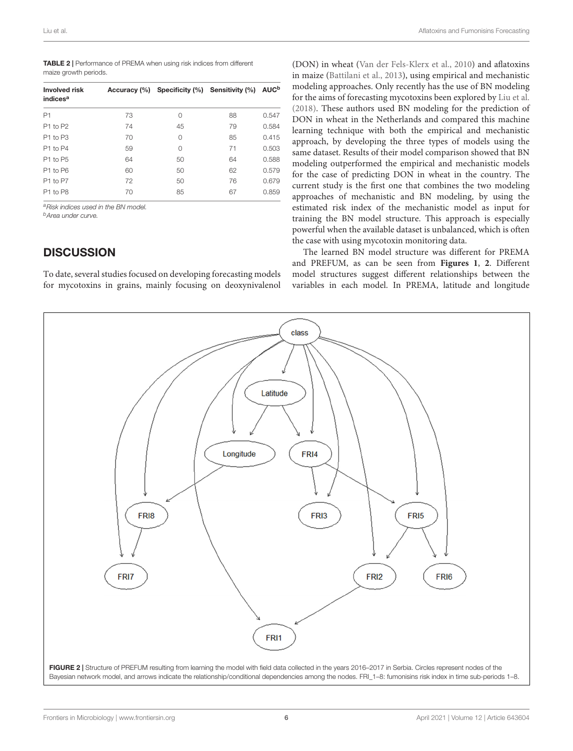**TABLE 2 |** Performance of PREMA when using risk indices from different maize growth periods.

| Involved risk indices[a] | Accuracy (%) | Specificity (%) | Sensitivity (%) | AUC[b] |
|---|---|---|---|---|
| P1 | 73 | 0 | 88 | 0.547 |
| P1 to P2 | 74 | 45 | 79 | 0.584 |
| P1 to P3 | 70 | 0 | 85 | 0.415 |
| P1 to P4 | 59 | 0 | 71 | 0.503 |
| P1 to P5 | 64 | 50 | 64 | 0.588 |
| P1 to P6 | 60 | 50 | 62 | 0.579 |
| P1 to P7 | 72 | 50 | 76 | 0.679 |
| P1 to P8 | 70 | 85 | 67 | 0.859 |

[a]Risk indices used in the BN model.
[b]Area under curve.

## DISCUSSION

To date, several studies focused on developing forecasting models for mycotoxins in grains, mainly focusing on deoxynivalenol (DON) in wheat (Van der Fels-Klerx et al., 2010) and aflatoxins in maize (Battilani et al., 2013), using empirical and mechanistic modeling approaches. Only recently has the use of BN modeling for the aims of forecasting mycotoxins been explored by Liu et al. (2018). These authors used BN modeling for the prediction of DON in wheat in the Netherlands and compared this machine learning technique with both the empirical and mechanistic approach, by developing the three types of models using the same dataset. Results of their model comparison showed that BN modeling outperformed the empirical and mechanistic models for the case of predicting DON in wheat in the country. The current study is the first one that combines the two modeling approaches of mechanistic and BN modeling, by using the estimated risk index of the mechanistic model as input for training the BN model structure. This approach is especially powerful when the available dataset is unbalanced, which is often the case with using mycotoxin monitoring data.

The learned BN model structure was different for PREMA and PREFUM, as can be seen from **Figures 1**, **2**. Different model structures suggest different relationships between the variables in each model. In PREMA, latitude and longitude

**FIGURE 2 |** Structure of PREFUM resulting from learning the model with field data collected in the years 2016–2017 in Serbia. Circles represent nodes of the Bayesian network model, and arrows indicate the relationship/conditional dependencies among the nodes. FRI_1–8: fumonisins risk index in time sub-periods 1–8.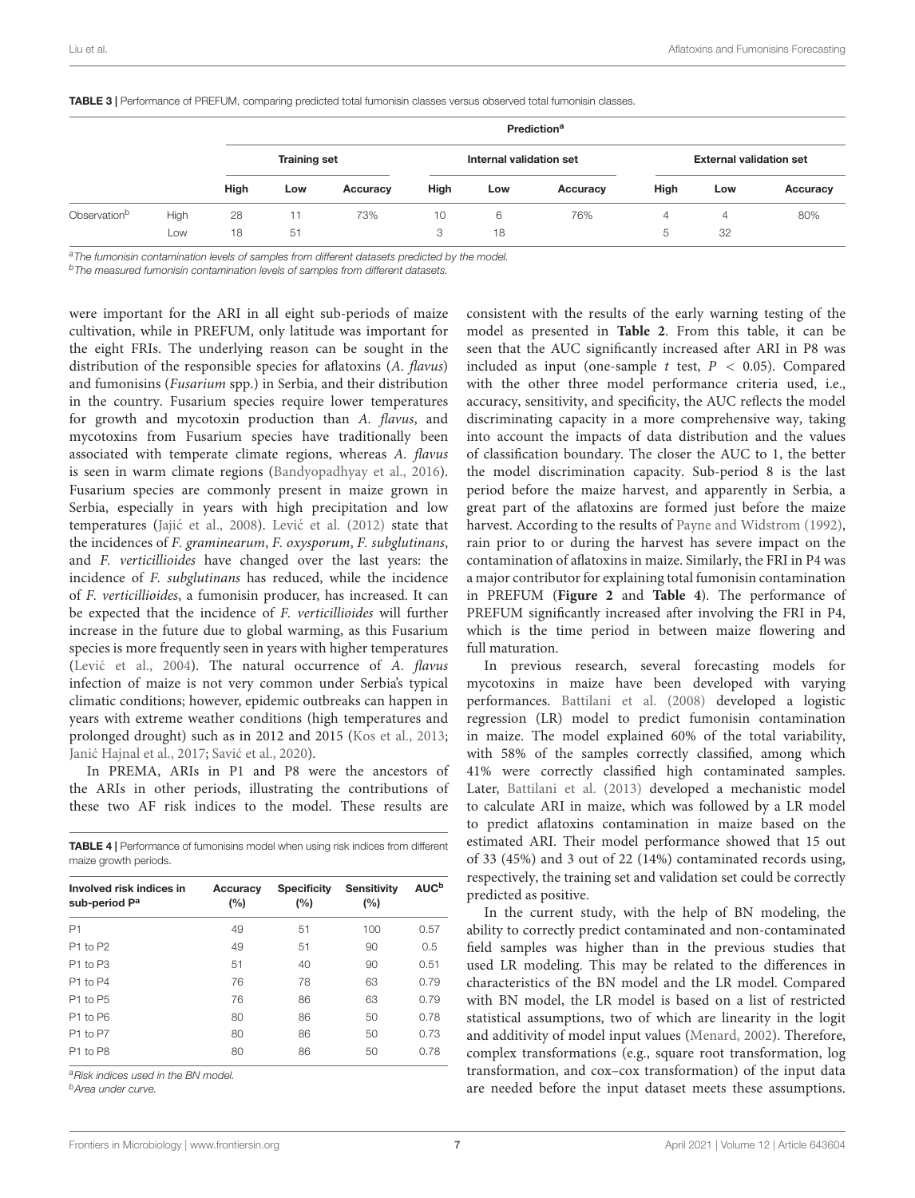**TABLE 3 |** Performance of PREFUM, comparing predicted total fumonisin classes versus observed total fumonisin classes.

| | | Prediction[a] | | | | | | | | |
|---|---|---|---|---|---|---|---|---|---|---|
| | | Training set | | | Internal validation set | | | External validation set | | |
| | | High | Low | Accuracy | High | Low | Accuracy | High | Low | Accuracy |
| Observation[b] | High | 28 | 11 | 73% | 10 | 6 | 76% | 4 | 4 | 80% |
| | Low | 18 | 51 | | 3 | 18 | | 5 | 32 | |

[a]The fumonisin contamination levels of samples from different datasets predicted by the model.
[b]The measured fumonisin contamination levels of samples from different datasets.

were important for the ARI in all eight sub-periods of maize cultivation, while in PREFUM, only latitude was important for the eight FRIs. The underlying reason can be sought in the distribution of the responsible species for aflatoxins (*A. flavus*) and fumonisins (*Fusarium* spp.) in Serbia, and their distribution in the country. Fusarium species require lower temperatures for growth and mycotoxin production than *A. flavus*, and mycotoxins from Fusarium species have traditionally been associated with temperate climate regions, whereas *A. flavus* is seen in warm climate regions (Bandyopadhyay et al., 2016). Fusarium species are commonly present in maize grown in Serbia, especially in years with high precipitation and low temperatures (Jajić et al., 2008). Lević et al. (2012) state that the incidences of *F. graminearum*, *F. oxysporum*, *F. subglutinans*, and *F. verticillioides* have changed over the last years: the incidence of *F. subglutinans* has reduced, while the incidence of *F. verticillioides*, a fumonisin producer, has increased. It can be expected that the incidence of *F. verticillioides* will further increase in the future due to global warming, as this Fusarium species is more frequently seen in years with higher temperatures (Lević et al., 2004). The natural occurrence of *A. flavus* infection of maize is not very common under Serbia's typical climatic conditions; however, epidemic outbreaks can happen in years with extreme weather conditions (high temperatures and prolonged drought) such as in 2012 and 2015 (Kos et al., 2013; Janić Hajnal et al., 2017; Savić et al., 2020).

In PREMA, ARIs in P1 and P8 were the ancestors of the ARIs in other periods, illustrating the contributions of these two AF risk indices to the model. These results are consistent with the results of the early warning testing of the model as presented in **Table 2**. From this table, it can be seen that the AUC significantly increased after ARI in P8 was included as input (one-sample *t* test, $P < 0.05$). Compared with the other three model performance criteria used, i.e., accuracy, sensitivity, and specificity, the AUC reflects the model discriminating capacity in a more comprehensive way, taking into account the impacts of data distribution and the values of classification boundary. The closer the AUC to 1, the better the model discrimination capacity. Sub-period 8 is the last period before the maize harvest, and apparently in Serbia, a great part of the aflatoxins are formed just before the maize harvest. According to the results of Payne and Widstrom (1992), rain prior to or during the harvest has severe impact on the contamination of aflatoxins in maize. Similarly, the FRI in P4 was a major contributor for explaining total fumonisin contamination in PREFUM (**Figure 2** and **Table 4**). The performance of PREFUM significantly increased after involving the FRI in P4, which is the time period in between maize flowering and full maturation.

**TABLE 4 |** Performance of fumonisins model when using risk indices from different maize growth periods.

| Involved risk indices in sub-period P[a] | Accuracy (%) | Specificity (%) | Sensitivity (%) | AUC[b] |
|---|---|---|---|---|
| P1 | 49 | 51 | 100 | 0.57 |
| P1 to P2 | 49 | 51 | 90 | 0.5 |
| P1 to P3 | 51 | 40 | 90 | 0.51 |
| P1 to P4 | 76 | 78 | 63 | 0.79 |
| P1 to P5 | 76 | 86 | 63 | 0.79 |
| P1 to P6 | 80 | 86 | 50 | 0.78 |
| P1 to P7 | 80 | 86 | 50 | 0.73 |
| P1 to P8 | 80 | 86 | 50 | 0.78 |

[a]Risk indices used in the BN model.
[b]Area under curve.

In previous research, several forecasting models for mycotoxins in maize have been developed with varying performances. Battilani et al. (2008) developed a logistic regression (LR) model to predict fumonisin contamination in maize. The model explained 60% of the total variability, with 58% of the samples correctly classified, among which 41% were correctly classified high contaminated samples. Later, Battilani et al. (2013) developed a mechanistic model to calculate ARI in maize, which was followed by a LR model to predict aflatoxins contamination in maize based on the estimated ARI. Their model performance showed that 15 out of 33 (45%) and 3 out of 22 (14%) contaminated records using, respectively, the training set and validation set could be correctly predicted as positive.

In the current study, with the help of BN modeling, the ability to correctly predict contaminated and non-contaminated field samples was higher than in the previous studies that used LR modeling. This may be related to the differences in characteristics of the BN model and the LR model. Compared with BN model, the LR model is based on a list of restricted statistical assumptions, two of which are linearity in the logit and additivity of model input values (Menard, 2002). Therefore, complex transformations (e.g., square root transformation, log transformation, and cox–cox transformation) of the input data are needed before the input dataset meets these assumptions.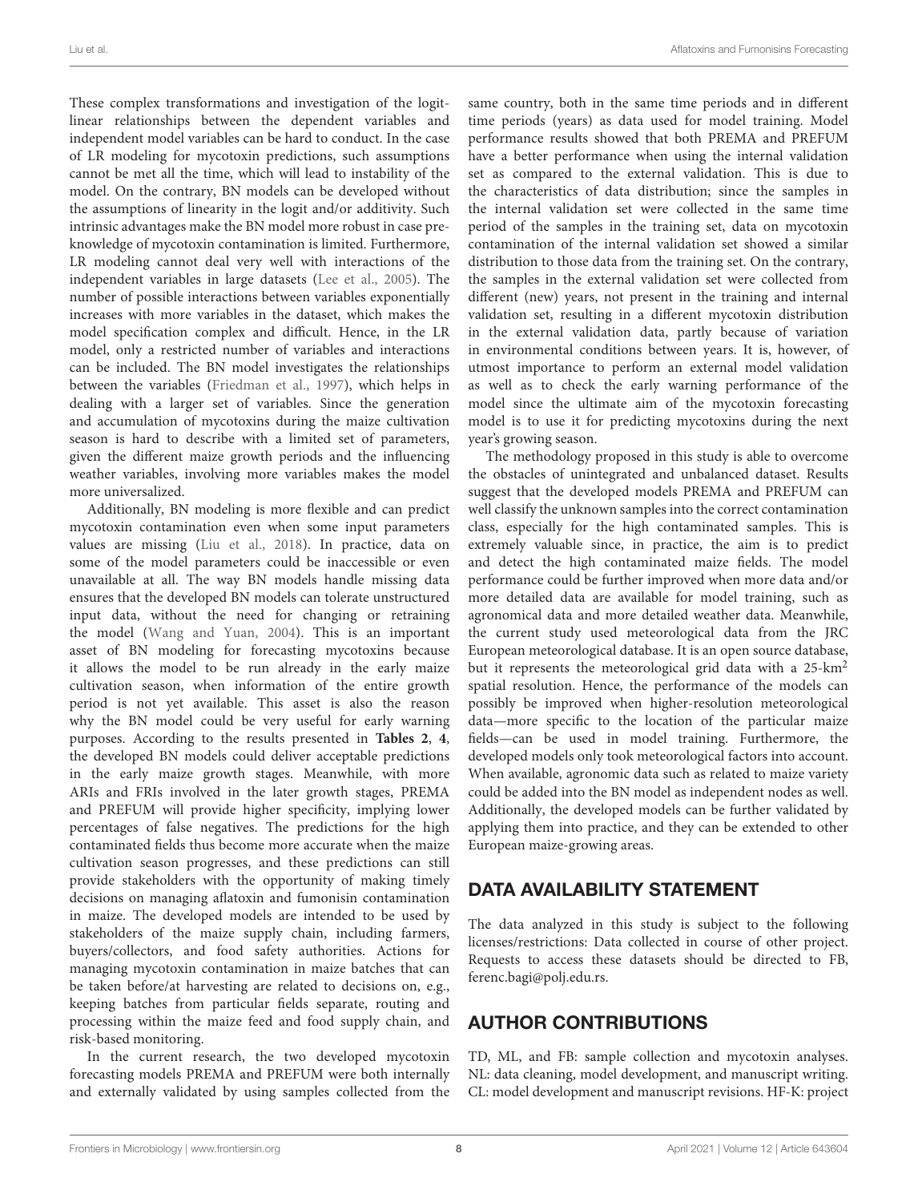These complex transformations and investigation of the logit-linear relationships between the dependent variables and independent model variables can be hard to conduct. In the case of LR modeling for mycotoxin predictions, such assumptions cannot be met all the time, which will lead to instability of the model. On the contrary, BN models can be developed without the assumptions of linearity in the logit and/or additivity. Such intrinsic advantages make the BN model more robust in case pre-knowledge of mycotoxin contamination is limited. Furthermore, LR modeling cannot deal very well with interactions of the independent variables in large datasets (Lee et al., 2005). The number of possible interactions between variables exponentially increases with more variables in the dataset, which makes the model specification complex and difficult. Hence, in the LR model, only a restricted number of variables and interactions can be included. The BN model investigates the relationships between the variables (Friedman et al., 1997), which helps in dealing with a larger set of variables. Since the generation and accumulation of mycotoxins during the maize cultivation season is hard to describe with a limited set of parameters, given the different maize growth periods and the influencing weather variables, involving more variables makes the model more universalized.

Additionally, BN modeling is more flexible and can predict mycotoxin contamination even when some input parameters values are missing (Liu et al., 2018). In practice, data on some of the model parameters could be inaccessible or even unavailable at all. The way BN models handle missing data ensures that the developed BN models can tolerate unstructured input data, without the need for changing or retraining the model (Wang and Yuan, 2004). This is an important asset of BN modeling for forecasting mycotoxins because it allows the model to be run already in the early maize cultivation season, when information of the entire growth period is not yet available. This asset is also the reason why the BN model could be very useful for early warning purposes. According to the results presented in **Tables 2**, **4**, the developed BN models could deliver acceptable predictions in the early maize growth stages. Meanwhile, with more ARIs and FRIs involved in the later growth stages, PREMA and PREFUM will provide higher specificity, implying lower percentages of false negatives. The predictions for the high contaminated fields thus become more accurate when the maize cultivation season progresses, and these predictions can still provide stakeholders with the opportunity of making timely decisions on managing aflatoxin and fumonisin contamination in maize. The developed models are intended to be used by stakeholders of the maize supply chain, including farmers, buyers/collectors, and food safety authorities. Actions for managing mycotoxin contamination in maize batches that can be taken before/at harvesting are related to decisions on, e.g., keeping batches from particular fields separate, routing and processing within the maize feed and food supply chain, and risk-based monitoring.

In the current research, the two developed mycotoxin forecasting models PREMA and PREFUM were both internally and externally validated by using samples collected from the same country, both in the same time periods and in different time periods (years) as data used for model training. Model performance results showed that both PREMA and PREFUM have a better performance when using the internal validation set as compared to the external validation. This is due to the characteristics of data distribution; since the samples in the internal validation set were collected in the same time period of the samples in the training set, data on mycotoxin contamination of the internal validation set showed a similar distribution to those data from the training set. On the contrary, the samples in the external validation set were collected from different (new) years, not present in the training and internal validation set, resulting in a different mycotoxin distribution in the external validation data, partly because of variation in environmental conditions between years. It is, however, of utmost importance to perform an external model validation as well as to check the early warning performance of the model since the ultimate aim of the mycotoxin forecasting model is to use it for predicting mycotoxins during the next year's growing season.

The methodology proposed in this study is able to overcome the obstacles of unintegrated and unbalanced dataset. Results suggest that the developed models PREMA and PREFUM can well classify the unknown samples into the correct contamination class, especially for the high contaminated samples. This is extremely valuable since, in practice, the aim is to predict and detect the high contaminated maize fields. The model performance could be further improved when more data and/or more detailed data are available for model training, such as agronomical data and more detailed weather data. Meanwhile, the current study used meteorological data from the JRC European meteorological database. It is an open source database, but it represents the meteorological grid data with a 25-km$^2$ spatial resolution. Hence, the performance of the models can possibly be improved when higher-resolution meteorological data—more specific to the location of the particular maize fields—can be used in model training. Furthermore, the developed models only took meteorological factors into account. When available, agronomic data such as related to maize variety could be added into the BN model as independent nodes as well. Additionally, the developed models can be further validated by applying them into practice, and they can be extended to other European maize-growing areas.

## DATA AVAILABILITY STATEMENT

The data analyzed in this study is subject to the following licenses/restrictions: Data collected in course of other project. Requests to access these datasets should be directed to FB, ferenc.bagi@polj.edu.rs.

## AUTHOR CONTRIBUTIONS

TD, ML, and FB: sample collection and mycotoxin analyses. NL: data cleaning, model development, and manuscript writing. CL: model development and manuscript revisions. HF-K: project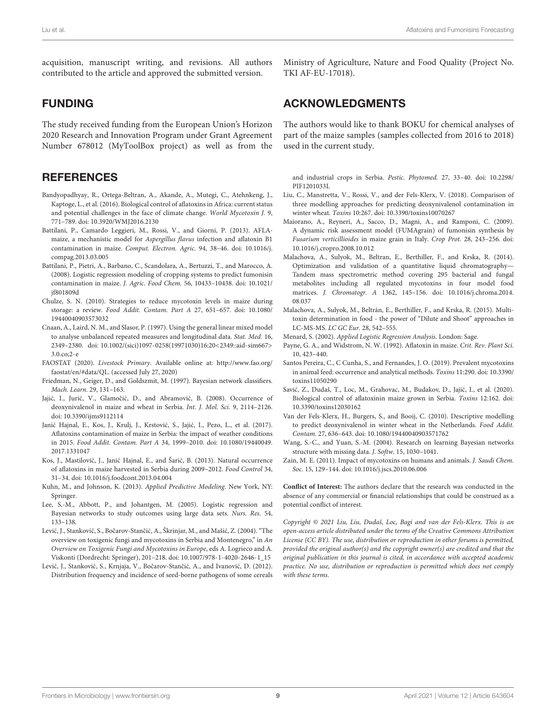acquisition, manuscript writing, and revisions. All authors contributed to the article and approved the submitted version.

## FUNDING

The study received funding from the European Union's Horizon 2020 Research and Innovation Program under Grant Agreement Number 678012 (MyToolBox project) as well as from the Ministry of Agriculture, Nature and Food Quality (Project No. TKI AF-EU-17018).

## ACKNOWLEDGMENTS

The authors would like to thank BOKU for chemical analyses of part of the maize samples (samples collected from 2016 to 2018) used in the current study.

## REFERENCES

Bandyopadhyay, R., Ortega-Beltran, A., Akande, A., Mutegi, C., Atehnkeng, J., Kaptoge, L., et al. (2016). Biological control of aflatoxins in Africa: current status and potential challenges in the face of climate change. *World Mycotoxin J.* 9, 771–789. doi: 10.3920/WMJ2016.2130

Battilani, P., Camardo Leggieri, M., Rossi, V., and Giorni, P. (2013). AFLA-maize, a mechanistic model for *Aspergillus flavus* infection and aflatoxin B1 contamination in maize. *Comput. Electron. Agric.* 94, 38–46. doi: 10.1016/j.compag.2013.03.005

Battilani, P., Pietri, A., Barbano, C., Scandolara, A., Bertuzzi, T., and Marocco, A. (2008). Logistic regression modeling of cropping systems to predict fumonisin contamination in maize. *J. Agric. Food Chem.* 56, 10433–10438. doi: 10.1021/jf801809d

Chulze, S. N. (2010). Strategies to reduce mycotoxin levels in maize during storage: a review. *Food Addit. Contam. Part A* 27, 651–657. doi: 10.1080/19440040903573032

Cnaan, A., Laird, N. M., and Slasor, P. (1997). Using the general linear mixed model to analyse unbalanced repeated measures and longitudinal data. *Stat. Med.* 16, 2349–2380. doi: 10.1002/(sici)1097-0258(19971030)16:20<2349::aid-sim667>3.0.co;2-e

FAOSTAT (2020). *Livestock Primary*. Available online at: http://www.fao.org/faostat/en/#data/QL. (accessed July 27, 2020)

Friedman, N., Geiger, D., and Goldszmit, M. (1997). Bayesian network classifiers. *Mach. Learn.* 29, 131–163.

Jajić, I., Jurić, V., Glamočić, D., and Abramović, B. (2008). Occurrence of deoxynivalenol in maize and wheat in Serbia. *Int. J. Mol. Sci.* 9, 2114–2126. doi: 10.3390/ijms9112114

Janić Hajnal, E., Kos, J., Krulj, J., Krstović, S., Jajić, I., Pezo, L., et al. (2017). Aflatoxins contamination of maize in Serbia: the impact of weather conditions in 2015. *Food Addit. Contam. Part A* 34, 1999–2010. doi: 10.1080/19440049.2017.1331047

Kos, J., Mastilović, J., Janić Hajnal, E., and Šarić, B. (2013). Natural occurrence of aflatoxins in maize harvested in Serbia during 2009–2012. *Food Control* 34, 31–34. doi: 10.1016/j.foodcont.2013.04.004

Kuhn, M., and Johnson, K. (2013). *Applied Predictive Modeling*. New York, NY: Springer.

Lee, S.-M., Abbott, P., and Johantgen, M. (2005). Logistic regression and Bayesian networks to study outcomes using large data sets. *Nurs. Res.* 54, 133–138.

Lević, J., Stanković, S., Bočarov-Stančić, A., Škrinjar, M., and Mašić, Z. (2004). "The overview on toxigenic fungi and mycotoxins in Serbia and Montenegro," in *An Overview on Toxigenic Fungi and Mycotoxins in Europe*, eds A. Logrieco and A. Viskonti (Dordrecht: Springer), 201–218. doi: 10.1007/978-1-4020-2646-1_15

Lević, J., Stanković, S., Krnjaja, V., Bočarov-Stančić, A., and Ivanović, D. (2012). Distribution frequency and incidence of seed-borne pathogens of some cereals and industrial crops in Serbia. *Pestic. Phytomed.* 27, 33–40. doi: 10.2298/PIF1201033L

Liu, C., Manstretta, V., Rossi, V., and der Fels-Klerx, V. (2018). Comparison of three modelling approaches for predicting deoxynivalenol contamination in winter wheat. *Toxins* 10:267. doi: 10.3390/toxins10070267

Maiorano, A., Reyneri, A., Sacco, D., Magni, A., and Ramponi, C. (2009). A dynamic risk assessment model (FUMAgrain) of fumonisin synthesis by *Fusarium verticillioides* in maize grain in Italy. *Crop Prot.* 28, 243–256. doi: 10.1016/j.cropro.2008.10.012

Malachova, A., Sulyok, M., Beltran, E., Berthiller, F., and Krska, R. (2014). Optimization and validation of a quantitative liquid chromatography—Tandem mass spectrometric method covering 295 bacterial and fungal metabolites including all regulated mycotoxins in four model food matrices. *J. Chromatogr. A* 1362, 145–156. doi: 10.1016/j.chroma.2014.08.037

Malachova, A., Sulyok, M., Beltrán, E., Berthiller, F., and Krska, R. (2015). Multi-toxin determination in food - the power of "Dilute and Shoot" approaches in LC-MS-MS. *LC GC Eur.* 28, 542–555.

Menard, S. (2002). *Applied Logistic Regression Analysis*. London: Sage.

Payne, G. A., and Widstrom, N. W. (1992). Aflatoxin in maize. *Crit. Rev. Plant Sci.* 10, 423–440.

Santos Pereira, C., C Cunha, S., and Fernandes, J. O. (2019). Prevalent mycotoxins in animal feed: occurrence and analytical methods. *Toxins* 11:290. doi: 10.3390/toxins11050290

Savić, Z., Dudaš, T., Loc, M., Grahovac, M., Budakov, D., Jajić, I., et al. (2020). Biological control of aflatoxinin maize grown in Serbia. *Toxins* 12:162. doi: 10.3390/toxins12030162

Van der Fels-Klerx, H., Burgers, S., and Booij, C. (2010). Descriptive modelling to predict deoxynivalenol in winter wheat in the Netherlands. *Food Addit. Contam.* 27, 636–643. doi: 10.1080/19440040903571762

Wang, S.-C., and Yuan, S.-M. (2004). Research on learning Bayesian networks structure with missing data. *J. Softw.* 15, 1030–1041.

Zain, M. E. (2011). Impact of mycotoxins on humans and animals. *J. Saudi Chem. Soc.* 15, 129–144. doi: 10.1016/j.jscs.2010.06.006

**Conflict of Interest:** The authors declare that the research was conducted in the absence of any commercial or financial relationships that could be construed as a potential conflict of interest.

*Copyright © 2021 Liu, Liu, Dudaš, Loc, Bagi and van der Fels-Klerx. This is an open-access article distributed under the terms of the Creative Commons Attribution License (CC BY). The use, distribution or reproduction in other forums is permitted, provided the original author(s) and the copyright owner(s) are credited and that the original publication in this journal is cited, in accordance with accepted academic practice. No use, distribution or reproduction is permitted which does not comply with these terms.*